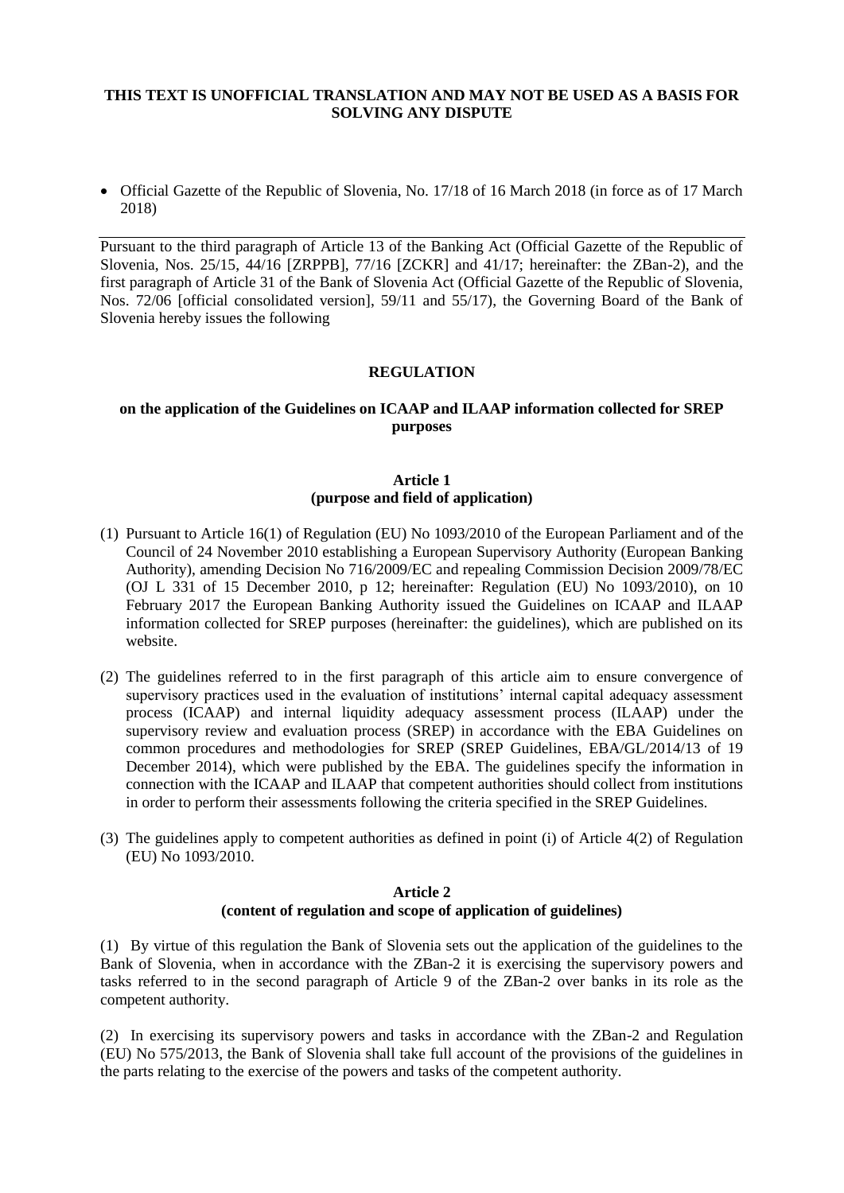**THIS TEXT IS UNOFFICIAL TRANSLATION AND MAY NOT BE USED AS A BASIS FOR SOLVING ANY DISPUTE**

- Official Gazette of the Republic of Slovenia, No. 17/18 of 16 March 2018 (in force as of 17 March 2018)

---

Pursuant to the third paragraph of Article 13 of the Banking Act (Official Gazette of the Republic of Slovenia, Nos. 25/15, 44/16 [ZRPPB], 77/16 [ZCKR] and 41/17; hereinafter: the ZBan-2), and the first paragraph of Article 31 of the Bank of Slovenia Act (Official Gazette of the Republic of Slovenia, Nos. 72/06 [official consolidated version], 59/11 and 55/17), the Governing Board of the Bank of Slovenia hereby issues the following

**REGULATION**

**on the application of the Guidelines on ICAAP and ILAAP information collected for SREP purposes**

**Article 1**
**(purpose and field of application)**

(1) Pursuant to Article 16(1) of Regulation (EU) No 1093/2010 of the European Parliament and of the Council of 24 November 2010 establishing a European Supervisory Authority (European Banking Authority), amending Decision No 716/2009/EC and repealing Commission Decision 2009/78/EC (OJ L 331 of 15 December 2010, p 12; hereinafter: Regulation (EU) No 1093/2010), on 10 February 2017 the European Banking Authority issued the Guidelines on ICAAP and ILAAP information collected for SREP purposes (hereinafter: the guidelines), which are published on its website.

(2) The guidelines referred to in the first paragraph of this article aim to ensure convergence of supervisory practices used in the evaluation of institutions' internal capital adequacy assessment process (ICAAP) and internal liquidity adequacy assessment process (ILAAP) under the supervisory review and evaluation process (SREP) in accordance with the EBA Guidelines on common procedures and methodologies for SREP (SREP Guidelines, EBA/GL/2014/13 of 19 December 2014), which were published by the EBA. The guidelines specify the information in connection with the ICAAP and ILAAP that competent authorities should collect from institutions in order to perform their assessments following the criteria specified in the SREP Guidelines.

(3) The guidelines apply to competent authorities as defined in point (i) of Article 4(2) of Regulation (EU) No 1093/2010.

**Article 2**
**(content of regulation and scope of application of guidelines)**

(1) By virtue of this regulation the Bank of Slovenia sets out the application of the guidelines to the Bank of Slovenia, when in accordance with the ZBan-2 it is exercising the supervisory powers and tasks referred to in the second paragraph of Article 9 of the ZBan-2 over banks in its role as the competent authority.

(2) In exercising its supervisory powers and tasks in accordance with the ZBan-2 and Regulation (EU) No 575/2013, the Bank of Slovenia shall take full account of the provisions of the guidelines in the parts relating to the exercise of the powers and tasks of the competent authority.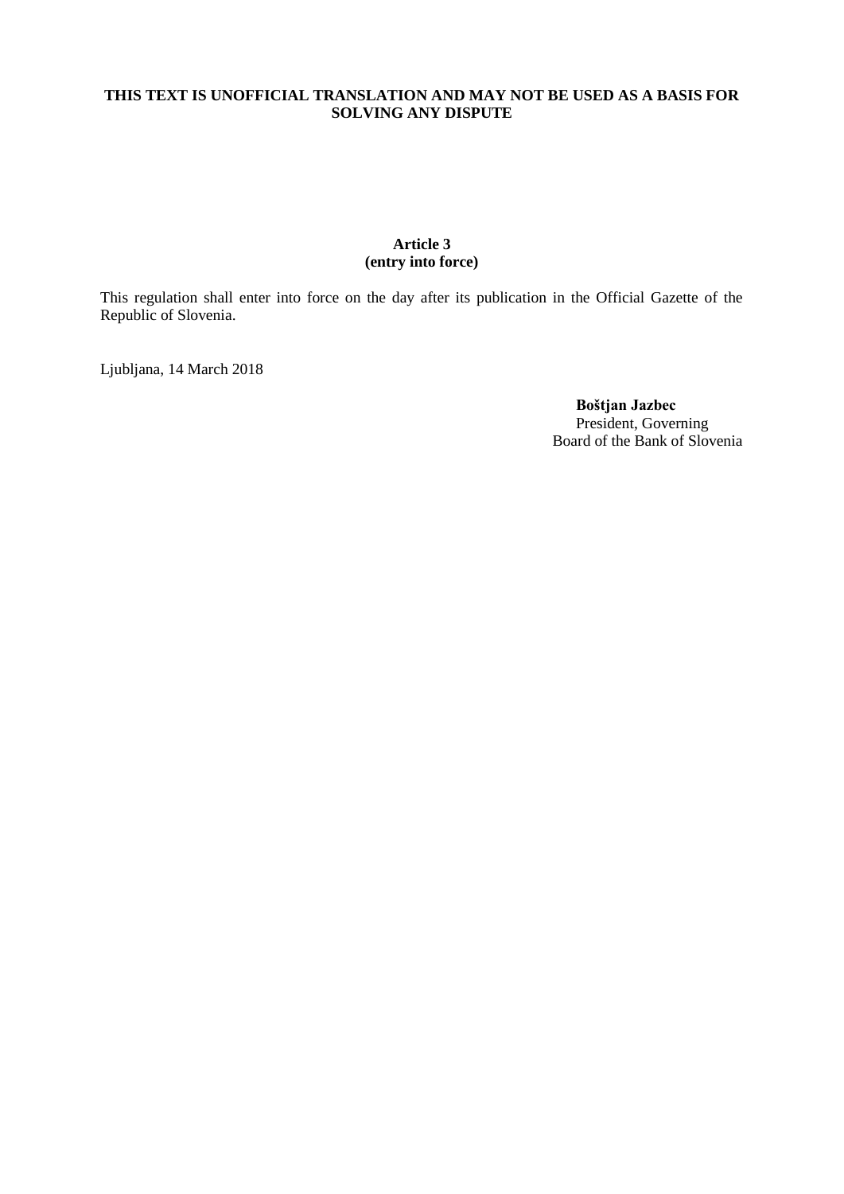**THIS TEXT IS UNOFFICIAL TRANSLATION AND MAY NOT BE USED AS A BASIS FOR SOLVING ANY DISPUTE**

**Article 3**
**(entry into force)**

This regulation shall enter into force on the day after its publication in the Official Gazette of the Republic of Slovenia.

Ljubljana, 14 March 2018

**Boštjan Jazbec**
President, Governing
Board of the Bank of Slovenia